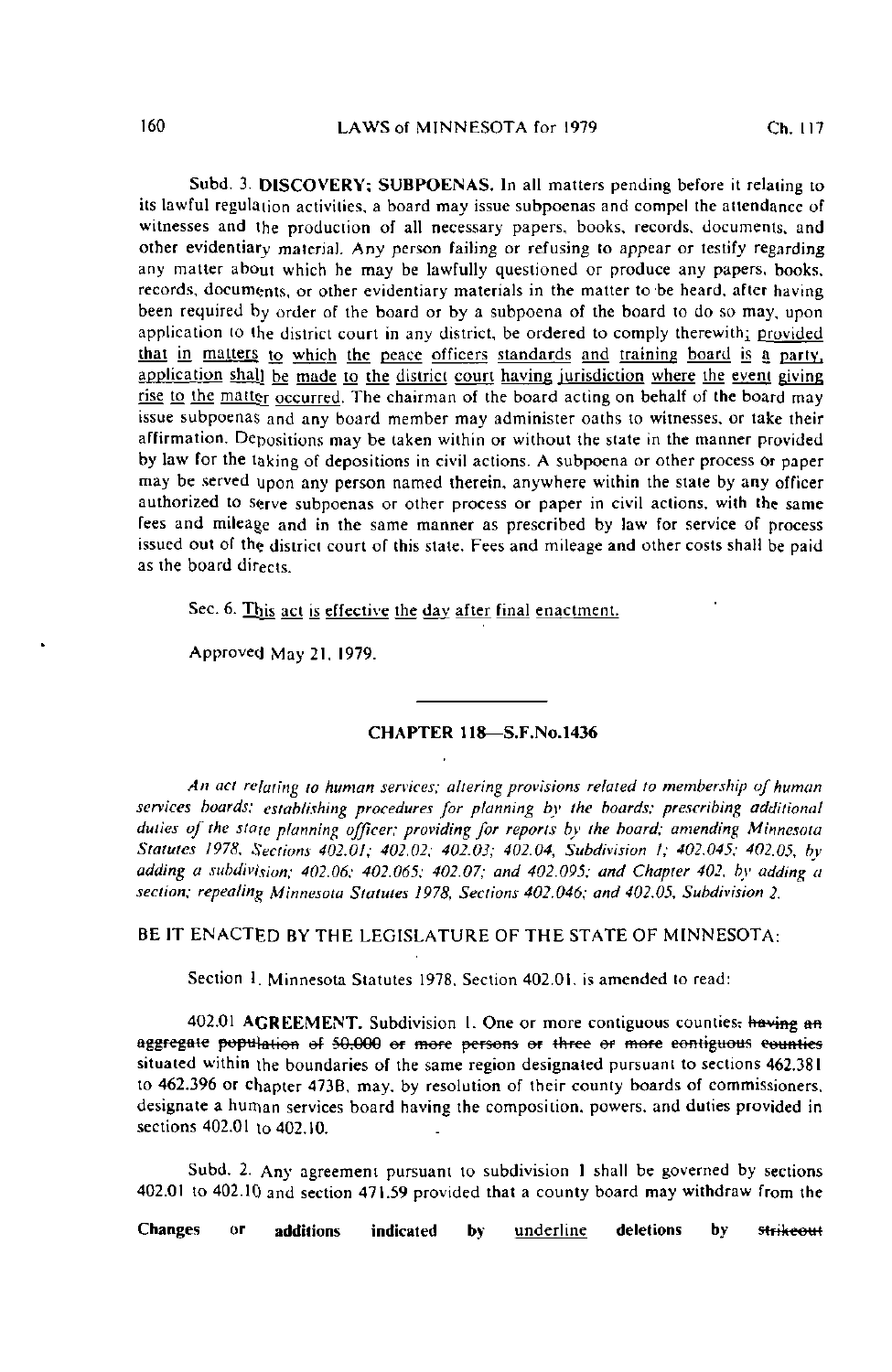Subd. 3. **DISCOVERY; SUBPOENAS.** In all matters pending before it relating to its lawful regulation activities, a board may issue subpoenas and compel the attendance of witnesses and the production of all necessary papers, books, records, documents, and other evidentiary material. Any person failing or refusing to appear or testify regarding any matter about which he may be lawfully questioned or produce any papers, books, records, documents, or other evidentiary materials in the matter to be heard, after having been required by order of the board or by a subpoena of the board to do so may, upon application to the district court in any district, be ordered to comply therewith; <u>provided that in matters to which the peace officers standards and training board is a party, application shall be made to the district court having jurisdiction where the event giving rise to the matter occurred</u>. The chairman of the board acting on behalf of the board may issue subpoenas and any board member may administer oaths to witnesses, or take their affirmation. Depositions may be taken within or without the state in the manner provided by law for the taking of depositions in civil actions. A subpoena or other process or paper may be served upon any person named therein, anywhere within the state by any officer authorized to serve subpoenas or other process or paper in civil actions, with the same fees and mileage and in the same manner as prescribed by law for service of process issued out of the district court of this state. Fees and mileage and other costs shall be paid as the board directs.

Sec. 6. <u>This act is effective the day after final enactment.</u>

Approved May 21, 1979.

---

## CHAPTER 118—S.F.No.1436

*An act relating to human services; altering provisions related to membership of human services boards; establishing procedures for planning by the boards; prescribing additional duties of the state planning officer; providing for reports by the board; amending Minnesota Statutes 1978, Sections 402.01; 402.02; 402.03; 402.04, Subdivision 1; 402.045; 402.05, by adding a subdivision; 402.06; 402.065; 402.07; and 402.095; and Chapter 402, by adding a section; repealing Minnesota Statutes 1978, Sections 402.046; and 402.05, Subdivision 2.*

BE IT ENACTED BY THE LEGISLATURE OF THE STATE OF MINNESOTA:

Section 1. Minnesota Statutes 1978, Section 402.01, is amended to read:

402.01 **AGREEMENT.** Subdivision 1. One or more contiguous counties~~, having an aggregate population of 50,000 or more persons or three or more contiguous counties~~ situated within the boundaries of the same region designated pursuant to sections 462.381 to 462.396 or chapter 473B, may, by resolution of their county boards of commissioners, designate a human services board having the composition, powers, and duties provided in sections 402.01 to 402.10.

Subd. 2. Any agreement pursuant to subdivision 1 shall be governed by sections 402.01 to 402.10 and section 471.59 provided that a county board may withdraw from the

Changes or additions indicated by <u>underline</u> deletions by ~~strikeout~~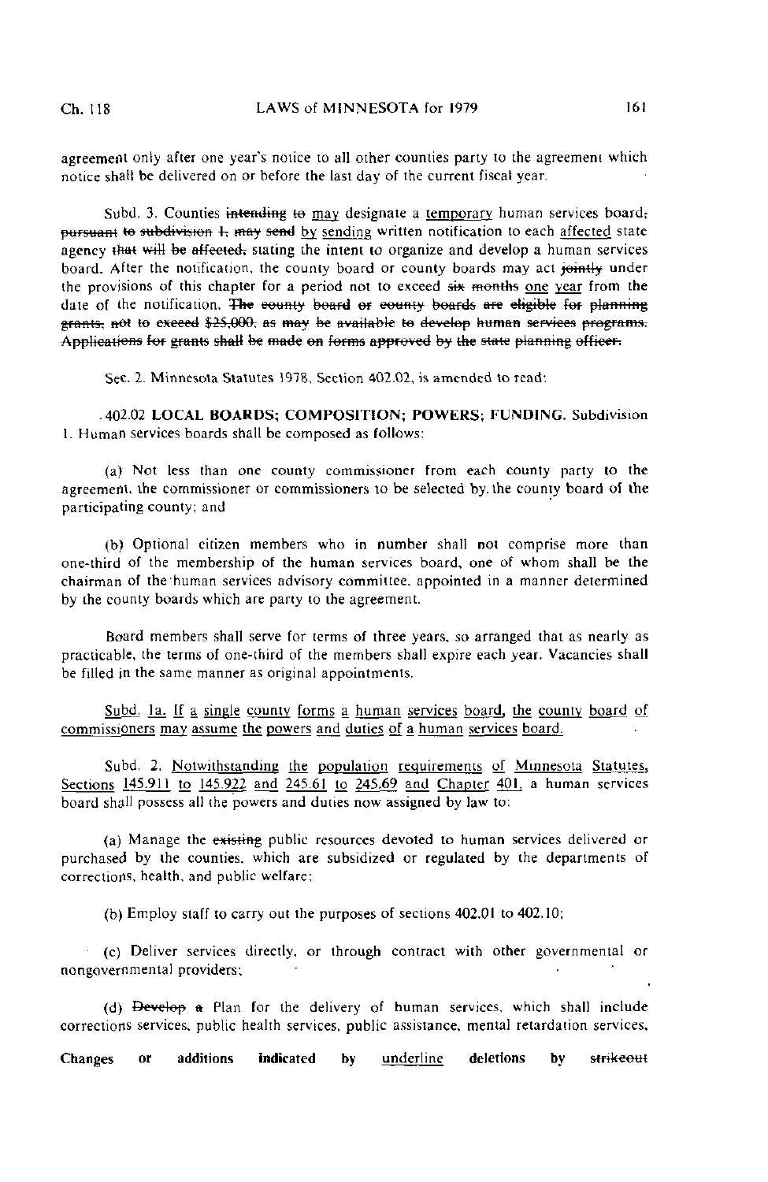agreement only after one year's notice to all other counties party to the agreement which notice shall be delivered on or before the last day of the current fiscal year.

Subd. 3. Counties ~~intending to~~ <u>may</u> designate a <u>temporary</u> human services board~~, pursuant to subdivision 1, may send~~ <u>by sending</u> written notification to each <u>affected</u> state agency ~~that will be affected,~~ stating the intent to organize and develop a human services board. After the notification, the county board or county boards may act ~~jointly~~ under the provisions of this chapter for a period not to exceed ~~six months~~ <u>one year</u> from the date of the notification. ~~The county board or county boards are eligible for planning grants, not to exceed $25,000, as may be available to develop human services programs. Applications for grants shall be made on forms approved by the state planning officer.~~

Sec. 2. Minnesota Statutes 1978, Section 402.02, is amended to read:

402.02 **LOCAL BOARDS; COMPOSITION; POWERS; FUNDING.** Subdivision 1. Human services boards shall be composed as follows:

(a) Not less than one county commissioner from each county party to the agreement, the commissioner or commissioners to be selected by the county board of the participating county; and

(b) Optional citizen members who in number shall not comprise more than one-third of the membership of the human services board, one of whom shall be the chairman of the human services advisory committee, appointed in a manner determined by the county boards which are party to the agreement.

Board members shall serve for terms of three years, so arranged that as nearly as practicable, the terms of one-third of the members shall expire each year. Vacancies shall be filled in the same manner as original appointments.

<u>Subd. 1a. If a single county forms a human services board, the county board of commissioners may assume the powers and duties of a human services board.</u>

Subd. 2. <u>Notwithstanding the population requirements of Minnesota Statutes, Sections 145.911 to 145.922 and 245.61 to 245.69 and Chapter 401,</u> a human services board shall possess all the powers and duties now assigned by law to:

(a) Manage the ~~existing~~ public resources devoted to human services delivered or purchased by the counties, which are subsidized or regulated by the departments of corrections, health, and public welfare;

(b) Employ staff to carry out the purposes of sections 402.01 to 402.10;

(c) Deliver services directly, or through contract with other governmental or nongovernmental providers;

(d) ~~Develop a~~ Plan for the delivery of human services, which shall include corrections services, public health services, public assistance, mental retardation services,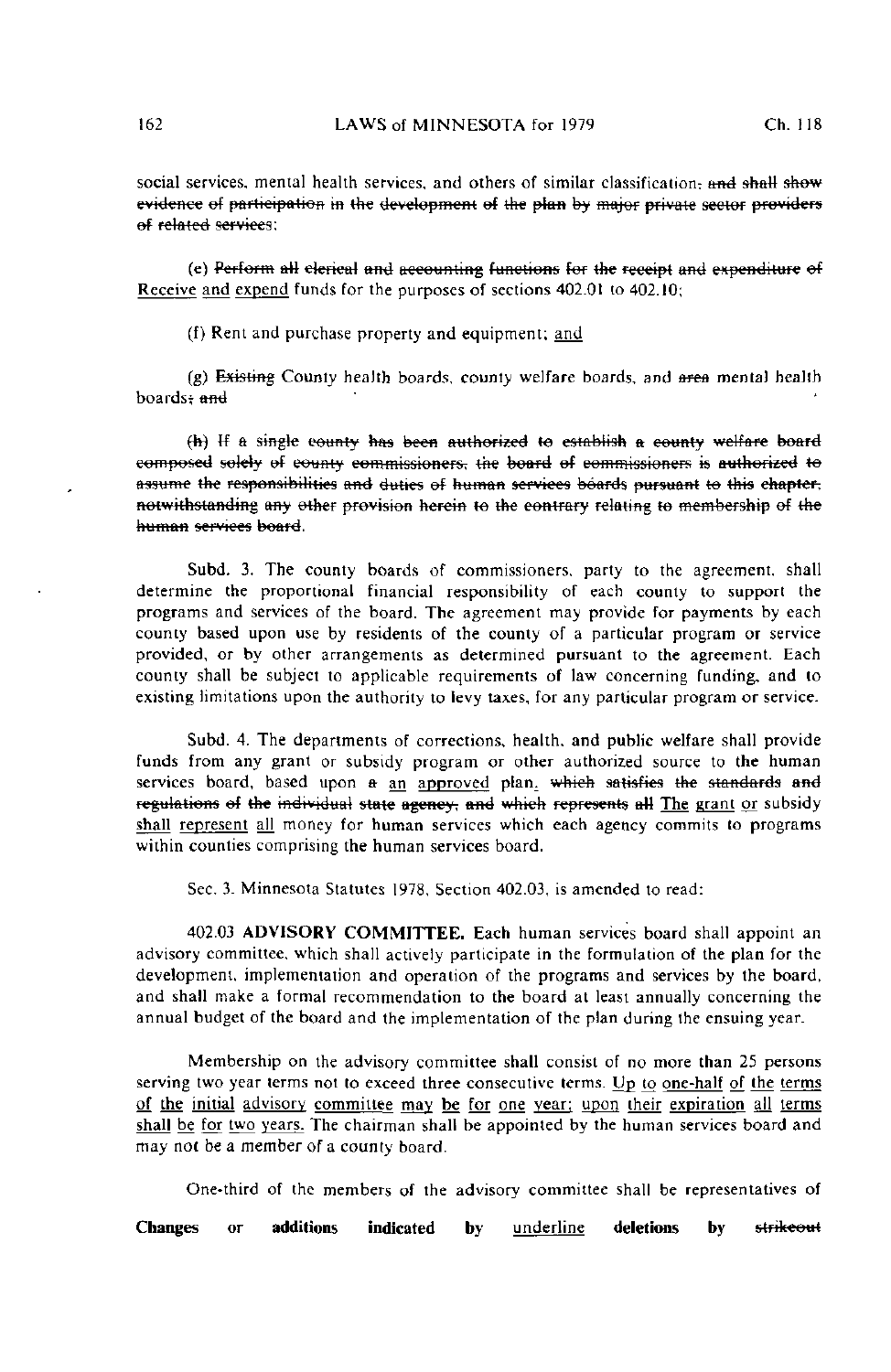social services, mental health services, and others of similar classification~~; and shall show evidence of participation in the development of the plan by major private sector providers of related services~~;

(e) ~~Perform all clerical and accounting functions for the receipt and expenditure of~~ <u>Receive</u> <u>and</u> <u>expend</u> funds for the purposes of sections 402.01 to 402.10;

(f) Rent and purchase property and equipment; <u>and</u>

(g) ~~Existing~~ County health boards, county welfare boards, and ~~area~~ mental health boards~~; and~~

~~(h) If a single county has been authorized to establish a county welfare board composed solely of county commissioners, the board of commissioners is authorized to assume the responsibilities and duties of human services boards pursuant to this chapter, notwithstanding any other provision herein to the contrary relating to membership of the human services board.~~

Subd. 3. The county boards of commissioners, party to the agreement, shall determine the proportional financial responsibility of each county to support the programs and services of the board. The agreement may provide for payments by each county based upon use by residents of the county of a particular program or service provided, or by other arrangements as determined pursuant to the agreement. Each county shall be subject to applicable requirements of law concerning funding, and to existing limitations upon the authority to levy taxes, for any particular program or service.

Subd. 4. The departments of corrections, health, and public welfare shall provide funds from any grant or subsidy program or other authorized source to the human services board, based upon ~~a~~ <u>an</u> <u>approved</u> plan<u>.</u> ~~which satisfies the standards and regulations of the individual state agency, and which represents all~~ <u>The</u> <u>grant</u> <u>or</u> subsidy <u>shall</u> <u>represent</u> <u>all</u> money for human services which each agency commits to programs within counties comprising the human services board.

Sec. 3. Minnesota Statutes 1978, Section 402.03, is amended to read:

402.03 **ADVISORY COMMITTEE.** Each human services board shall appoint an advisory committee, which shall actively participate in the formulation of the plan for the development, implementation and operation of the programs and services by the board, and shall make a formal recommendation to the board at least annually concerning the annual budget of the board and the implementation of the plan during the ensuing year.

Membership on the advisory committee shall consist of no more than 25 persons serving two year terms not to exceed three consecutive terms. <u>Up</u> <u>to</u> <u>one-half</u> <u>of</u> <u>the</u> <u>terms</u> <u>of</u> <u>the</u> <u>initial</u> <u>advisory</u> <u>committee</u> <u>may</u> <u>be</u> <u>for</u> <u>one</u> <u>year;</u> <u>upon</u> <u>their</u> <u>expiration</u> <u>all</u> <u>terms</u> <u>shall</u> <u>be</u> <u>for</u> <u>two</u> <u>years.</u> The chairman shall be appointed by the human services board and may not be a member of a county board.

One-third of the members of the advisory committee shall be representatives of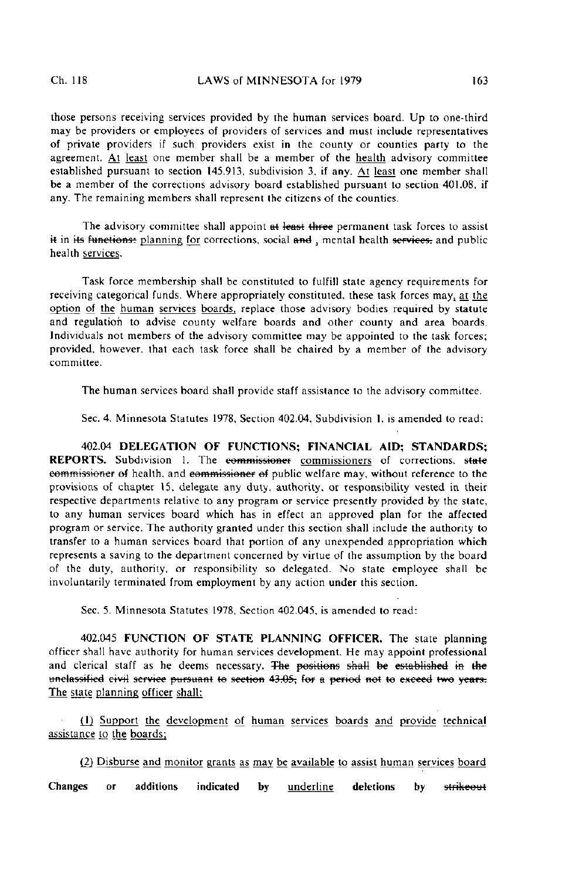those persons receiving services provided by the human services board. Up to one-third may be providers or employees of providers of services and must include representatives of private providers if such providers exist in the county or counties party to the agreement. <u>At least</u> one member shall be a member of the <u>health</u> advisory committee established pursuant to section 145.913, subdivision 3, if any. <u>At least</u> one member shall be a member of the corrections advisory board established pursuant to section 401.08, if any. The remaining members shall represent the citizens of the counties.

The advisory committee shall appoint ~~at least three~~ permanent task forces to assist ~~it in its functions:~~ <u>planning for</u> corrections, social ~~and~~ <u>,</u> mental health ~~services,~~ and public health <u>services</u>.

Task force membership shall be constituted to fulfill state agency requirements for receiving categorical funds. Where appropriately constituted, these task forces may<u>, at the option of the human services boards,</u> replace those advisory bodies required by statute and regulation to advise county welfare boards and other county and area boards. Individuals not members of the advisory committee may be appointed to the task forces; provided, however, that each task force shall be chaired by a member of the advisory committee.

The human services board shall provide staff assistance to the advisory committee.

Sec. 4. Minnesota Statutes 1978, Section 402.04, Subdivision 1, is amended to read:

402.04 **DELEGATION OF FUNCTIONS; FINANCIAL AID; STANDARDS; REPORTS.** Subdivision 1. The ~~commissioner~~ <u>commissioners</u> of corrections, ~~state commissioner of~~ health, and ~~commissioner of~~ public welfare may, without reference to the provisions of chapter 15, delegate any duty, authority, or responsibility vested in their respective departments relative to any program or service presently provided by the state, to any human services board which has in effect an approved plan for the affected program or service. The authority granted under this section shall include the authority to transfer to a human services board that portion of any unexpended appropriation which represents a saving to the department concerned by virtue of the assumption by the board of the duty, authority, or responsibility so delegated. No state employee shall be involuntarily terminated from employment by any action under this section.

Sec. 5. Minnesota Statutes 1978, Section 402.045, is amended to read:

402.045 **FUNCTION OF STATE PLANNING OFFICER.** The state planning officer shall have authority for human services development. He may appoint professional and clerical staff as he deems necessary. ~~The positions shall be established in the unclassified civil service pursuant to section 43.05, for a period not to exceed two years.~~ <u>The state planning officer shall:</u>

<u>(1) Support the development of human services boards and provide technical assistance to the boards;</u>

<u>(2) Disburse and monitor grants as may be available to assist human services board</u>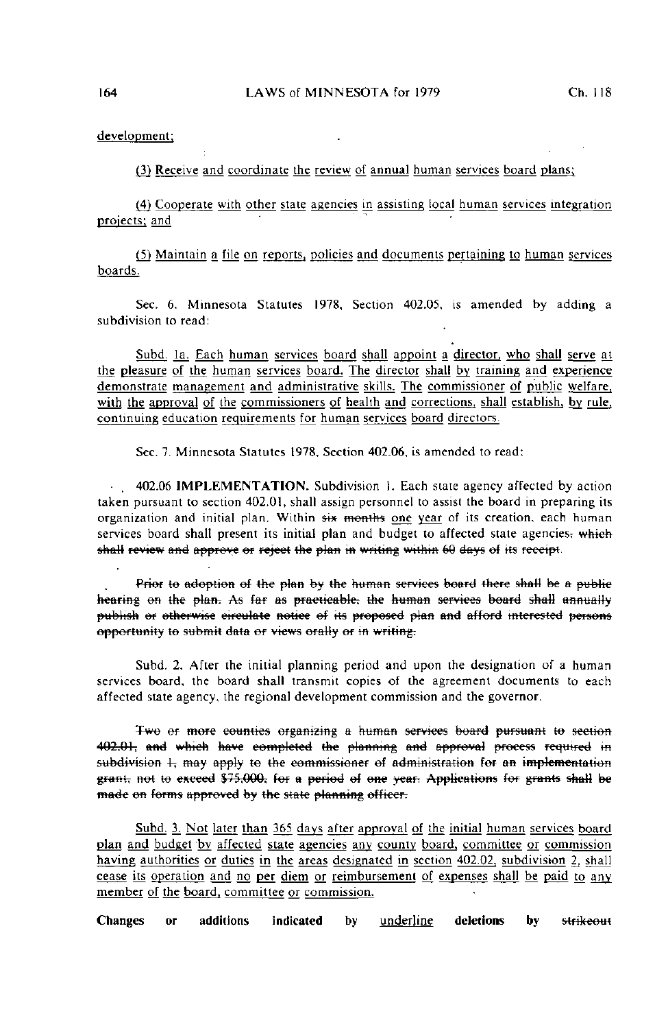<u>development;</u>

<u>(3) Receive and coordinate the review of annual human services board plans;</u>

<u>(4) Cooperate with other state agencies in assisting local human services integration projects; and</u>

<u>(5) Maintain a file on reports, policies and documents pertaining to human services boards.</u>

Sec. 6. Minnesota Statutes 1978, Section 402.05, is amended by adding a subdivision to read:

<u>Subd. 1a. Each human services board shall appoint a director, who shall serve at the pleasure of the human services board. The director shall by training and experience demonstrate management and administrative skills. The commissioner of public welfare, with the approval of the commissioners of health and corrections, shall establish, by rule, continuing education requirements for human services board directors.</u>

Sec. 7. Minnesota Statutes 1978, Section 402.06, is amended to read:

402.06 **IMPLEMENTATION.** Subdivision 1. Each state agency affected by action taken pursuant to section 402.01, shall assign personnel to assist the board in preparing its organization and initial plan. Within ~~six months~~ <u>one year</u> of its creation, each human services board shall present its initial plan and budget to affected state agencies~~, which shall review and approve or reject the plan in writing within 60 days of its receipt~~.

~~Prior to adoption of the plan by the human services board there shall be a public hearing on the plan. As far as practicable, the human services board shall annually publish or otherwise circulate notice of its proposed plan and afford interested persons opportunity to submit data or views orally or in writing.~~

Subd. 2. After the initial planning period and upon the designation of a human services board, the board shall transmit copies of the agreement documents to each affected state agency, the regional development commission and the governor.

~~Two or more counties organizing a human services board pursuant to section 402.01, and which have completed the planning and approval process required in subdivision 1, may apply to the commissioner of administration for an implementation grant, not to exceed $75,000, for a period of one year. Applications for grants shall be made on forms approved by the state planning officer.~~

<u>Subd. 3. Not later than 365 days after approval of the initial human services board plan and budget by affected state agencies any county board, committee or commission having authorities or duties in the areas designated in section 402.02, subdivision 2, shall cease its operation and no per diem or reimbursement of expenses shall be paid to any member of the board, committee or commission.</u>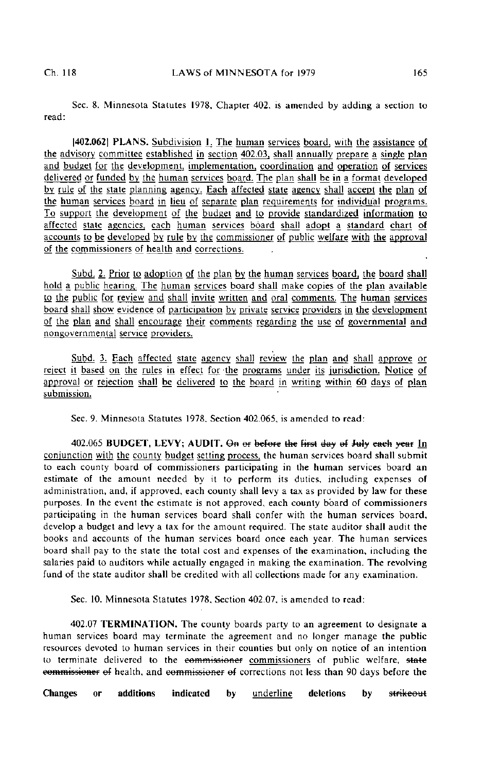Sec. 8. Minnesota Statutes 1978, Chapter 402, is amended by adding a section to read:

[402.062] **PLANS.** Subdivision 1. The human services board, with the assistance of the advisory committee established in section 402.03, shall annually prepare a single plan and budget for the development, implementation, coordination and operation of services delivered or funded by the human services board. The plan shall be in a format developed by rule of the state planning agency. Each affected state agency shall accept the plan of the human services board in lieu of separate plan requirements for individual programs. To support the development of the budget and to provide standardized information to affected state agencies, each human services board shall adopt a standard chart of accounts to be developed by rule by the commissioner of public welfare with the approval of the commissioners of health and corrections.

Subd. 2. Prior to adoption of the plan by the human services board, the board shall hold a public hearing. The human services board shall make copies of the plan available to the public for review and shall invite written and oral comments. The human services board shall show evidence of participation by private service providers in the development of the plan and shall encourage their comments regarding the use of governmental and nongovernmental service providers.

Subd. 3. Each affected state agency shall review the plan and shall approve or reject it based on the rules in effect for the programs under its jurisdiction. Notice of approval or rejection shall be delivered to the board in writing within 60 days of plan submission.

Sec. 9. Minnesota Statutes 1978, Section 402.065, is amended to read:

402.065 **BUDGET, LEVY; AUDIT.** ~~On or before the first day of July each year~~ In conjunction with the county budget setting process, the human services board shall submit to each county board of commissioners participating in the human services board an estimate of the amount needed by it to perform its duties, including expenses of administration, and, if approved, each county shall levy a tax as provided by law for these purposes. In the event the estimate is not approved, each county board of commissioners participating in the human services board shall confer with the human services board, develop a budget and levy a tax for the amount required. The state auditor shall audit the books and accounts of the human services board once each year. The human services board shall pay to the state the total cost and expenses of the examination, including the salaries paid to auditors while actually engaged in making the examination. The revolving fund of the state auditor shall be credited with all collections made for any examination.

Sec. 10. Minnesota Statutes 1978, Section 402.07, is amended to read:

402.07 **TERMINATION.** The county boards party to an agreement to designate a human services board may terminate the agreement and no longer manage the public resources devoted to human services in their counties but only on notice of an intention to terminate delivered to the ~~commissioner~~ commissioners of public welfare, ~~state commissioner of~~ health, and ~~commissioner of~~ corrections not less than 90 days before the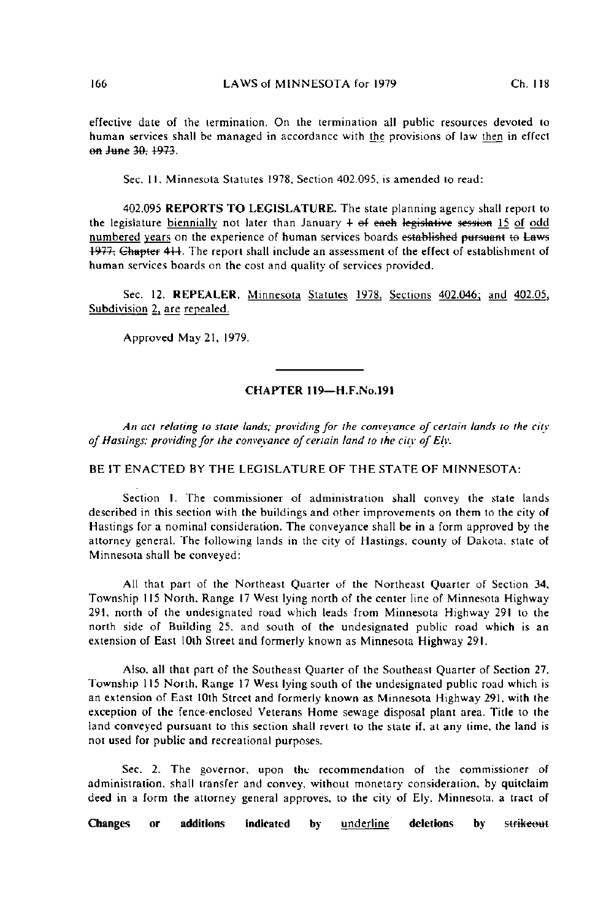effective date of the termination. On the termination all public resources devoted to human services shall be managed in accordance with the provisions of law then in effect ~~on June 30, 1973~~.

Sec. 11. Minnesota Statutes 1978, Section 402.095, is amended to read:

402.095 **REPORTS TO LEGISLATURE.** The state planning agency shall report to the legislature biennially not later than January ~~1 of each legislative session~~ 15 of odd numbered years on the experience of human services boards ~~established pursuant to Laws 1977, Chapter 411~~. The report shall include an assessment of the effect of establishment of human services boards on the cost and quality of services provided.

Sec. 12. **REPEALER.** Minnesota Statutes 1978, Sections 402.046; and 402.05, Subdivision 2, are repealed.

Approved May 21, 1979.

## CHAPTER 119—H.F.No.191

*An act relating to state lands; providing for the conveyance of certain lands to the city of Hastings; providing for the conveyance of certain land to the city of Ely.*

BE IT ENACTED BY THE LEGISLATURE OF THE STATE OF MINNESOTA:

Section 1. The commissioner of administration shall convey the state lands described in this section with the buildings and other improvements on them to the city of Hastings for a nominal consideration. The conveyance shall be in a form approved by the attorney general. The following lands in the city of Hastings, county of Dakota, state of Minnesota shall be conveyed:

All that part of the Northeast Quarter of the Northeast Quarter of Section 34, Township 115 North, Range 17 West lying north of the center line of Minnesota Highway 291, north of the undesignated road which leads from Minnesota Highway 291 to the north side of Building 25, and south of the undesignated public road which is an extension of East 10th Street and formerly known as Minnesota Highway 291.

Also, all that part of the Southeast Quarter of the Southeast Quarter of Section 27, Township 115 North, Range 17 West lying south of the undesignated public road which is an extension of East 10th Street and formerly known as Minnesota Highway 291, with the exception of the fence-enclosed Veterans Home sewage disposal plant area. Title to the land conveyed pursuant to this section shall revert to the state if, at any time, the land is not used for public and recreational purposes.

Sec. 2. The governor, upon the recommendation of the commissioner of administration, shall transfer and convey, without monetary consideration, by quitclaim deed in a form the attorney general approves, to the city of Ely, Minnesota, a tract of

**Changes or additions indicated by** underline **deletions by** ~~strikeout~~